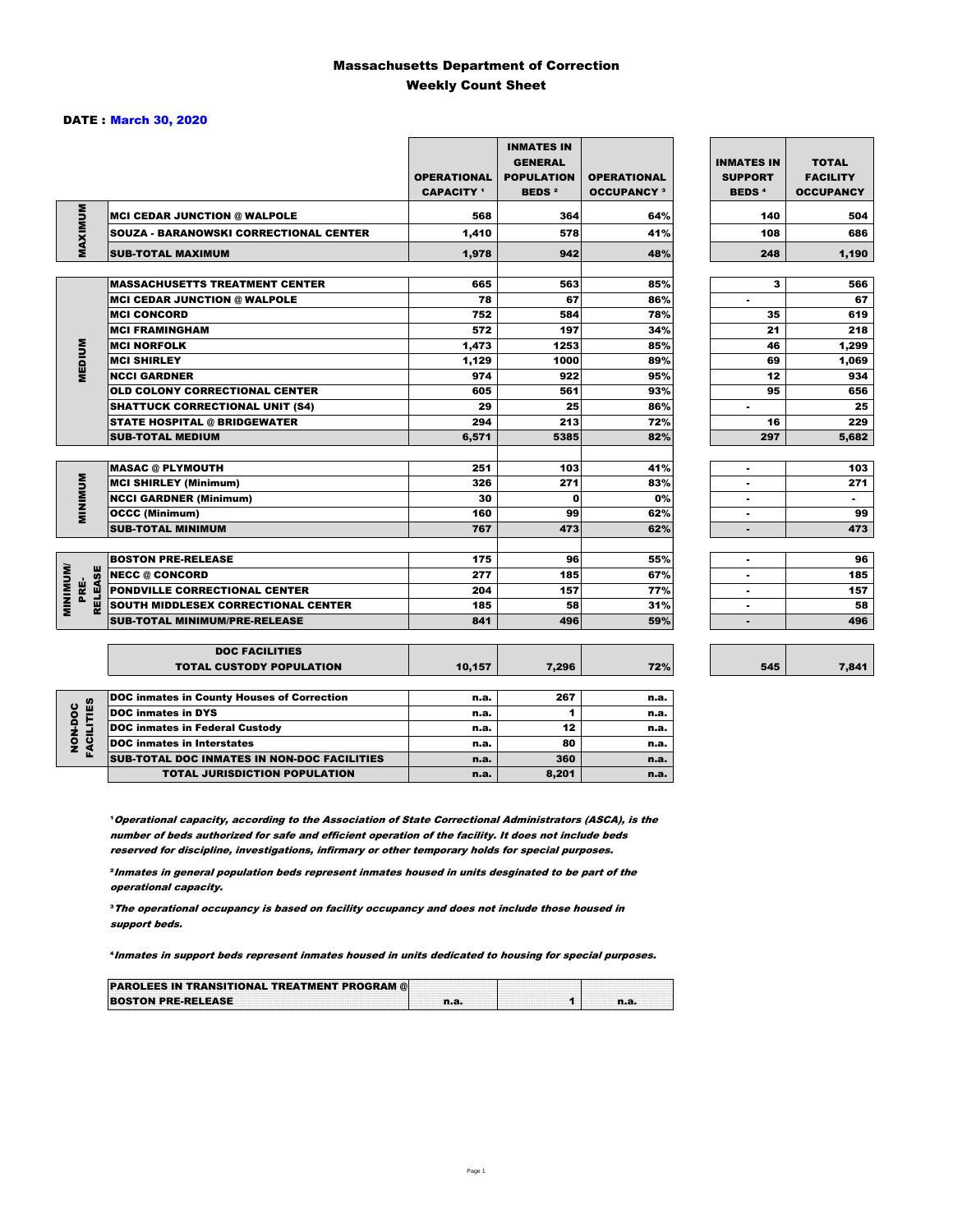# Massachusetts Department of Correction
## Weekly Count Sheet

**DATE : March 30, 2020**

| | | OPERATIONAL CAPACITY [1] | INMATES IN GENERAL POPULATION BEDS [2] | OPERATIONAL OCCUPANCY [3] | INMATES IN SUPPORT BEDS [4] | TOTAL FACILITY OCCUPANCY |
|---|---|---|---|---|---|---|
| MAXIMUM | MCI CEDAR JUNCTION @ WALPOLE | 568 | 364 | 64% | 140 | 504 |
| | SOUZA - BARANOWSKI CORRECTIONAL CENTER | 1,410 | 578 | 41% | 108 | 686 |
| | SUB-TOTAL MAXIMUM | 1,978 | 942 | 48% | 248 | 1,190 |
| MEDIUM | MASSACHUSETTS TREATMENT CENTER | 665 | 563 | 85% | 3 | 566 |
| | MCI CEDAR JUNCTION @ WALPOLE | 78 | 67 | 86% | - | 67 |
| | MCI CONCORD | 752 | 584 | 78% | 35 | 619 |
| | MCI FRAMINGHAM | 572 | 197 | 34% | 21 | 218 |
| | MCI NORFOLK | 1,473 | 1253 | 85% | 46 | 1,299 |
| | MCI SHIRLEY | 1,129 | 1000 | 89% | 69 | 1,069 |
| | NCCI GARDNER | 974 | 922 | 95% | 12 | 934 |
| | OLD COLONY CORRECTIONAL CENTER | 605 | 561 | 93% | 95 | 656 |
| | SHATTUCK CORRECTIONAL UNIT (S4) | 29 | 25 | 86% | - | 25 |
| | STATE HOSPITAL @ BRIDGEWATER | 294 | 213 | 72% | 16 | 229 |
| | SUB-TOTAL MEDIUM | 6,571 | 5385 | 82% | 297 | 5,682 |
| MINIMUM | MASAC @ PLYMOUTH | 251 | 103 | 41% | - | 103 |
| | MCI SHIRLEY (Minimum) | 326 | 271 | 83% | - | 271 |
| | NCCI GARDNER (Minimum) | 30 | 0 | 0% | - | - |
| | OCCC (Minimum) | 160 | 99 | 62% | - | 99 |
| | SUB-TOTAL MINIMUM | 767 | 473 | 62% | - | 473 |
| MINIMUM/ PRE-RELEASE | BOSTON PRE-RELEASE | 175 | 96 | 55% | - | 96 |
| | NECC @ CONCORD | 277 | 185 | 67% | - | 185 |
| | PONDVILLE CORRECTIONAL CENTER | 204 | 157 | 77% | - | 157 |
| | SOUTH MIDDLESEX CORRECTIONAL CENTER | 185 | 58 | 31% | - | 58 |
| | SUB-TOTAL MINIMUM/PRE-RELEASE | 841 | 496 | 59% | - | 496 |
| | DOC FACILITIES TOTAL CUSTODY POPULATION | 10,157 | 7,296 | 72% | 545 | 7,841 |

| | | | | |
|---|---|---|---|---|
| NON-DOC FACILITIES | DOC inmates in County Houses of Correction | n.a. | 267 | n.a. |
| | DOC inmates in DYS | n.a. | 1 | n.a. |
| | DOC inmates in Federal Custody | n.a. | 12 | n.a. |
| | DOC inmates in Interstates | n.a. | 80 | n.a. |
| | SUB-TOTAL DOC INMATES IN NON-DOC FACILITIES | n.a. | 360 | n.a. |
| | TOTAL JURISDICTION POPULATION | n.a. | 8,201 | n.a. |

[1] *Operational capacity, according to the Association of State Correctional Administrators (ASCA), is the number of beds authorized for safe and efficient operation of the facility. It does not include beds reserved for discipline, investigations, infirmary or other temporary holds for special purposes.*

[2] *Inmates in general population beds represent inmates housed in units desginated to be part of the operational capacity.*

[3] *The operational occupancy is based on facility occupancy and does not include those housed in support beds.*

[4] *Inmates in support beds represent inmates housed in units dedicated to housing for special purposes.*

| | | | |
|---|---|---|---|
| PAROLEES IN TRANSITIONAL TREATMENT PROGRAM @ BOSTON PRE-RELEASE | n.a. | 1 | n.a. |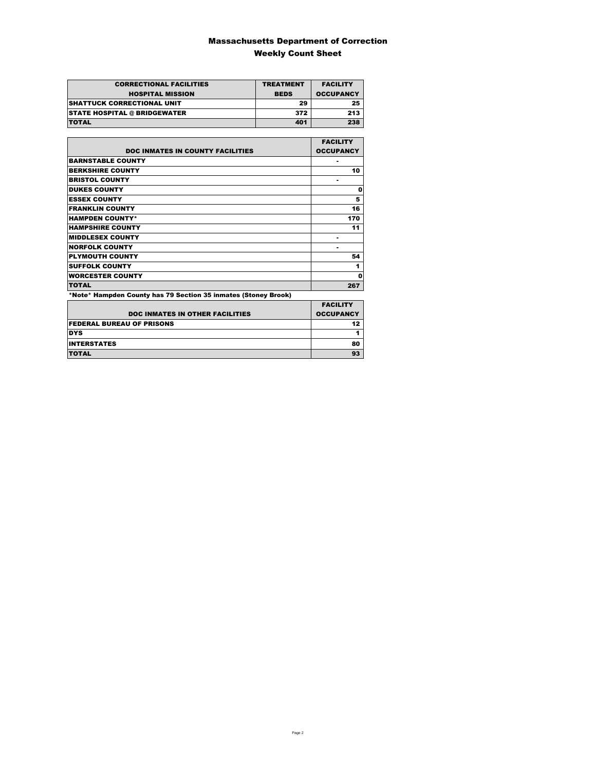# Massachusetts Department of Correction

## Weekly Count Sheet

| CORRECTIONAL FACILITIES HOSPITAL MISSION | TREATMENT BEDS | FACILITY OCCUPANCY |
|---|---|---|
| SHATTUCK CORRECTIONAL UNIT | 29 | 25 |
| STATE HOSPITAL @ BRIDGEWATER | 372 | 213 |
| TOTAL | 401 | 238 |

| DOC INMATES IN COUNTY FACILITIES | FACILITY OCCUPANCY |
|---|---|
| BARNSTABLE COUNTY | - |
| BERKSHIRE COUNTY | 10 |
| BRISTOL COUNTY | - |
| DUKES COUNTY | 0 |
| ESSEX COUNTY | 5 |
| FRANKLIN COUNTY | 16 |
| HAMPDEN COUNTY* | 170 |
| HAMPSHIRE COUNTY | 11 |
| MIDDLESEX COUNTY | - |
| NORFOLK COUNTY | - |
| PLYMOUTH COUNTY | 54 |
| SUFFOLK COUNTY | 1 |
| WORCESTER COUNTY | 0 |
| TOTAL | 267 |

*Note* Hampden County has 79 Section 35 inmates (Stoney Brook)

| DOC INMATES IN OTHER FACILITIES | FACILITY OCCUPANCY |
|---|---|
| FEDERAL BUREAU OF PRISONS | 12 |
| DYS | 1 |
| INTERSTATES | 80 |
| TOTAL | 93 |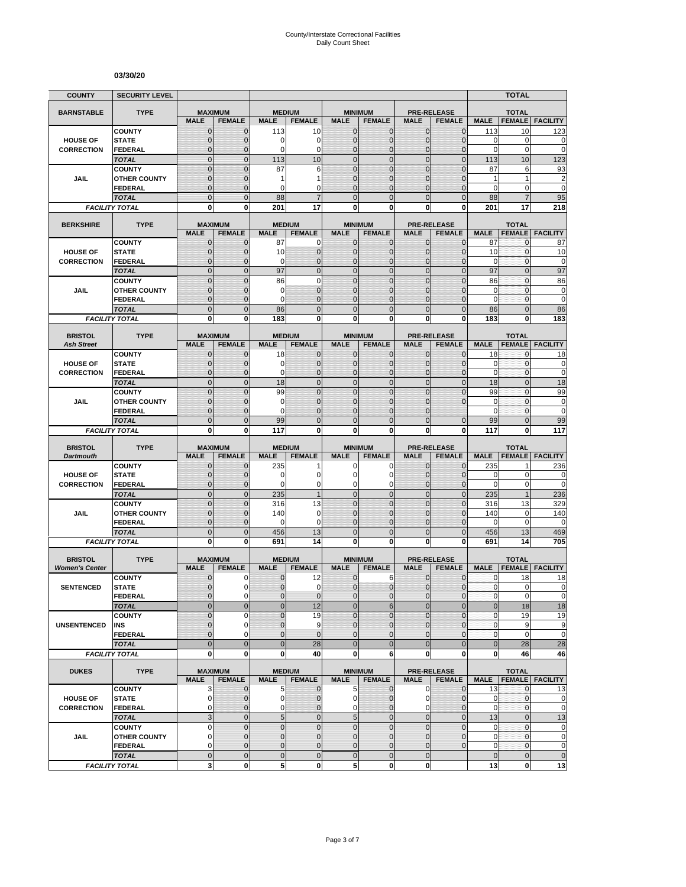County/Interstate Correctional Facilities
Daily Count Sheet

**03/30/20**

| COUNTY | SECURITY LEVEL | | | | | | | | | TOTAL | | |
|---|---|---|---|---|---|---|---|---|---|---|---|---|
| **BARNSTABLE** | **TYPE** | **MAXIMUM** | | **MEDIUM** | | **MINIMUM** | | **PRE-RELEASE** | | **TOTAL** | | |
| | | **MALE** | **FEMALE** | **MALE** | **FEMALE** | **MALE** | **FEMALE** | **MALE** | **FEMALE** | **MALE** | **FEMALE** | **FACILITY** |
| **HOUSE OF CORRECTION** | COUNTY | 0 | 0 | 113 | 10 | 0 | 0 | 0 | 0 | 113 | 10 | 123 |
| | STATE | 0 | 0 | 0 | 0 | 0 | 0 | 0 | 0 | 0 | 0 | 0 |
| | FEDERAL | 0 | 0 | 0 | 0 | 0 | 0 | 0 | 0 | 0 | 0 | 0 |
| | *TOTAL* | 0 | 0 | 113 | 10 | 0 | 0 | 0 | 0 | 113 | 10 | 123 |
| **JAIL** | COUNTY | 0 | 0 | 87 | 6 | 0 | 0 | 0 | 0 | 87 | 6 | 93 |
| | OTHER COUNTY | 0 | 0 | 1 | 1 | 0 | 0 | 0 | 0 | 1 | 1 | 2 |
| | FEDERAL | 0 | 0 | 0 | 0 | 0 | 0 | 0 | 0 | 0 | 0 | 0 |
| | *TOTAL* | 0 | 0 | 88 | 7 | 0 | 0 | 0 | 0 | 88 | 7 | 95 |
| *FACILITY TOTAL* | | 0 | 0 | 201 | 17 | 0 | 0 | 0 | 0 | 201 | 17 | 218 |
| **BERKSHIRE** | **TYPE** | **MAXIMUM** | | **MEDIUM** | | **MINIMUM** | | **PRE-RELEASE** | | **TOTAL** | | |
| | | **MALE** | **FEMALE** | **MALE** | **FEMALE** | **MALE** | **FEMALE** | **MALE** | **FEMALE** | **MALE** | **FEMALE** | **FACILITY** |
| **HOUSE OF CORRECTION** | COUNTY | 0 | 0 | 87 | 0 | 0 | 0 | 0 | 0 | 87 | 0 | 87 |
| | STATE | 0 | 0 | 10 | 0 | 0 | 0 | 0 | 0 | 10 | 0 | 10 |
| | FEDERAL | 0 | 0 | 0 | 0 | 0 | 0 | 0 | 0 | 0 | 0 | 0 |
| | *TOTAL* | 0 | 0 | 97 | 0 | 0 | 0 | 0 | 0 | 97 | 0 | 97 |
| **JAIL** | COUNTY | 0 | 0 | 86 | 0 | 0 | 0 | 0 | 0 | 86 | 0 | 86 |
| | OTHER COUNTY | 0 | 0 | 0 | 0 | 0 | 0 | 0 | 0 | 0 | 0 | 0 |
| | FEDERAL | 0 | 0 | 0 | 0 | 0 | 0 | 0 | 0 | 0 | 0 | 0 |
| | *TOTAL* | 0 | 0 | 86 | 0 | 0 | 0 | 0 | 0 | 86 | 0 | 86 |
| *FACILITY TOTAL* | | 0 | 0 | 183 | 0 | 0 | 0 | 0 | 0 | 183 | 0 | 183 |
| **BRISTOL** *Ash Street* | **TYPE** | **MAXIMUM** | | **MEDIUM** | | **MINIMUM** | | **PRE-RELEASE** | | **TOTAL** | | |
| | | **MALE** | **FEMALE** | **MALE** | **FEMALE** | **MALE** | **FEMALE** | **MALE** | **FEMALE** | **MALE** | **FEMALE** | **FACILITY** |
| **HOUSE OF CORRECTION** | COUNTY | 0 | 0 | 18 | 0 | 0 | 0 | 0 | 0 | 18 | 0 | 18 |
| | STATE | 0 | 0 | 0 | 0 | 0 | 0 | 0 | 0 | 0 | 0 | 0 |
| | FEDERAL | 0 | 0 | 0 | 0 | 0 | 0 | 0 | 0 | 0 | 0 | 0 |
| | *TOTAL* | 0 | 0 | 18 | 0 | 0 | 0 | 0 | 0 | 18 | 0 | 18 |
| **JAIL** | COUNTY | 0 | 0 | 99 | 0 | 0 | 0 | 0 | 0 | 99 | 0 | 99 |
| | OTHER COUNTY | 0 | 0 | 0 | 0 | 0 | 0 | 0 | 0 | 0 | 0 | 0 |
| | FEDERAL | 0 | 0 | 0 | 0 | 0 | 0 | 0 | | 0 | 0 | 0 |
| | *TOTAL* | 0 | 0 | 99 | 0 | 0 | 0 | 0 | 0 | 99 | 0 | 99 |
| *FACILITY TOTAL* | | 0 | 0 | 117 | 0 | 0 | 0 | 0 | 0 | 117 | 0 | 117 |
| **BRISTOL** *Dartmouth* | **TYPE** | **MAXIMUM** | | **MEDIUM** | | **MINIMUM** | | **PRE-RELEASE** | | **TOTAL** | | |
| | | **MALE** | **FEMALE** | **MALE** | **FEMALE** | **MALE** | **FEMALE** | **MALE** | **FEMALE** | **MALE** | **FEMALE** | **FACILITY** |
| **HOUSE OF CORRECTION** | COUNTY | 0 | 0 | 235 | 1 | 0 | 0 | 0 | 0 | 235 | 1 | 236 |
| | STATE | 0 | 0 | 0 | 0 | 0 | 0 | 0 | 0 | 0 | 0 | 0 |
| | FEDERAL | 0 | 0 | 0 | 0 | 0 | 0 | 0 | 0 | 0 | 0 | 0 |
| | *TOTAL* | 0 | 0 | 235 | 1 | 0 | 0 | 0 | 0 | 235 | 1 | 236 |
| **JAIL** | COUNTY | 0 | 0 | 316 | 13 | 0 | 0 | 0 | 0 | 316 | 13 | 329 |
| | OTHER COUNTY | 0 | 0 | 140 | 0 | 0 | 0 | 0 | 0 | 140 | 0 | 140 |
| | FEDERAL | 0 | 0 | 0 | 0 | 0 | 0 | 0 | 0 | 0 | 0 | 0 |
| | *TOTAL* | 0 | 0 | 456 | 13 | 0 | 0 | 0 | 0 | 456 | 13 | 469 |
| *FACILITY TOTAL* | | 0 | 0 | 691 | 14 | 0 | 0 | 0 | 0 | 691 | 14 | 705 |
| **BRISTOL** *Women's Center* | **TYPE** | **MAXIMUM** | | **MEDIUM** | | **MINIMUM** | | **PRE-RELEASE** | | **TOTAL** | | |
| | | **MALE** | **FEMALE** | **MALE** | **FEMALE** | **MALE** | **FEMALE** | **MALE** | **FEMALE** | **MALE** | **FEMALE** | **FACILITY** |
| **SENTENCED** | COUNTY | 0 | 0 | 0 | 12 | 0 | 6 | 0 | 0 | 0 | 18 | 18 |
| | STATE | 0 | 0 | 0 | 0 | 0 | 0 | 0 | 0 | 0 | 0 | 0 |
| | FEDERAL | 0 | 0 | 0 | 0 | 0 | 0 | 0 | 0 | 0 | 0 | 0 |
| | *TOTAL* | 0 | 0 | 0 | 12 | 0 | 6 | 0 | 0 | 0 | 18 | 18 |
| **UNSENTENCED** | COUNTY | 0 | 0 | 0 | 19 | 0 | 0 | 0 | 0 | 0 | 19 | 19 |
| | INS | 0 | 0 | 0 | 9 | 0 | 0 | 0 | 0 | 0 | 9 | 9 |
| | FEDERAL | 0 | 0 | 0 | 0 | 0 | 0 | 0 | 0 | 0 | 0 | 0 |
| | *TOTAL* | 0 | 0 | 0 | 28 | 0 | 0 | 0 | 0 | 0 | 28 | 28 |
| *FACILITY TOTAL* | | 0 | 0 | 0 | 40 | 0 | 6 | 0 | 0 | 0 | 46 | 46 |
| **DUKES** | **TYPE** | **MAXIMUM** | | **MEDIUM** | | **MINIMUM** | | **PRE-RELEASE** | | **TOTAL** | | |
| | | **MALE** | **FEMALE** | **MALE** | **FEMALE** | **MALE** | **FEMALE** | **MALE** | **FEMALE** | **MALE** | **FEMALE** | **FACILITY** |
| **HOUSE OF CORRECTION** | COUNTY | 3 | 0 | 5 | 0 | 5 | 0 | 0 | 0 | 13 | 0 | 13 |
| | STATE | 0 | 0 | 0 | 0 | 0 | 0 | 0 | 0 | 0 | 0 | 0 |
| | FEDERAL | 0 | 0 | 0 | 0 | 0 | 0 | 0 | 0 | 0 | 0 | 0 |
| | *TOTAL* | 3 | 0 | 5 | 0 | 5 | 0 | 0 | 0 | 13 | 0 | 13 |
| **JAIL** | COUNTY | 0 | 0 | 0 | 0 | 0 | 0 | 0 | 0 | 0 | 0 | 0 |
| | OTHER COUNTY | 0 | 0 | 0 | 0 | 0 | 0 | 0 | 0 | 0 | 0 | 0 |
| | FEDERAL | 0 | 0 | 0 | 0 | 0 | 0 | 0 | 0 | 0 | 0 | 0 |
| | *TOTAL* | 0 | 0 | 0 | 0 | 0 | 0 | 0 | | 0 | 0 | 0 |
| *FACILITY TOTAL* | | 3 | 0 | 5 | 0 | 5 | 0 | 0 | | 13 | 0 | 13 |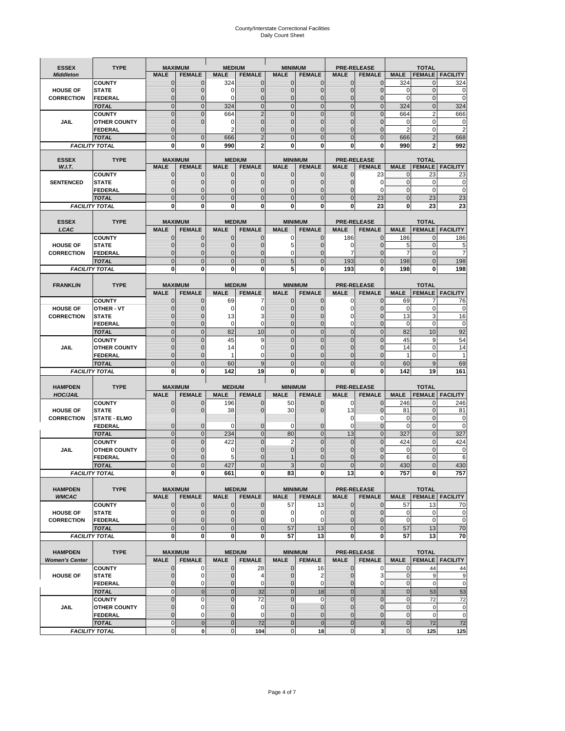# County/Interstate Correctional Facilities
## Daily Count Sheet

| ESSEX *Middleton* | TYPE | MAXIMUM | | MEDIUM | | MINIMUM | | PRE-RELEASE | | TOTAL | | |
|---|---|---|---|---|---|---|---|---|---|---|---|---|
| | | MALE | FEMALE | MALE | FEMALE | MALE | FEMALE | MALE | FEMALE | MALE | FEMALE | FACILITY |
| HOUSE OF CORRECTION | COUNTY | 0 | 0 | 324 | 0 | 0 | 0 | 0 | 0 | 324 | 0 | 324 |
| | STATE | 0 | 0 | 0 | 0 | 0 | 0 | 0 | 0 | 0 | 0 | 0 |
| | FEDERAL | 0 | 0 | 0 | 0 | 0 | 0 | 0 | 0 | 0 | 0 | 0 |
| | TOTAL | 0 | 0 | 324 | 0 | 0 | 0 | 0 | 0 | 324 | 0 | 324 |
| JAIL | COUNTY | 0 | 0 | 664 | 2 | 0 | 0 | 0 | 0 | 664 | 2 | 666 |
| | OTHER COUNTY | 0 | 0 | 0 | 0 | 0 | 0 | 0 | 0 | 0 | 0 | 0 |
| | FEDERAL | 0 | | 2 | 0 | 0 | 0 | 0 | 0 | 2 | 0 | 2 |
| | TOTAL | 0 | 0 | 666 | 2 | 0 | 0 | 0 | 0 | 666 | 2 | 668 |
| FACILITY TOTAL | | 0 | 0 | 990 | 2 | 0 | 0 | 0 | 0 | 990 | 2 | 992 |

| ESSEX *W.I.T.* | TYPE | MAXIMUM | | MEDIUM | | MINIMUM | | PRE-RELEASE | | TOTAL | | |
|---|---|---|---|---|---|---|---|---|---|---|---|---|
| | | MALE | FEMALE | MALE | FEMALE | MALE | FEMALE | MALE | FEMALE | MALE | FEMALE | FACILITY |
| SENTENCED | COUNTY | 0 | 0 | 0 | 0 | 0 | 0 | 0 | 23 | 0 | 23 | 23 |
| | STATE | 0 | 0 | 0 | 0 | 0 | 0 | 0 | 0 | 0 | 0 | 0 |
| | FEDERAL | 0 | 0 | 0 | 0 | 0 | 0 | 0 | 0 | 0 | 0 | 0 |
| | TOTAL | 0 | 0 | 0 | 0 | 0 | 0 | 0 | 23 | 0 | 23 | 23 |
| FACILITY TOTAL | | 0 | 0 | 0 | 0 | 0 | 0 | 0 | 23 | 0 | 23 | 23 |

| ESSEX *LCAC* | TYPE | MAXIMUM | | MEDIUM | | MINIMUM | | PRE-RELEASE | | TOTAL | | |
|---|---|---|---|---|---|---|---|---|---|---|---|---|
| | | MALE | FEMALE | MALE | FEMALE | MALE | FEMALE | MALE | FEMALE | MALE | FEMALE | FACILITY |
| HOUSE OF CORRECTION | COUNTY | 0 | 0 | 0 | 0 | 0 | 0 | 186 | 0 | 186 | 0 | 186 |
| | STATE | 0 | 0 | 0 | 0 | 5 | 0 | 0 | 0 | 5 | 0 | 5 |
| | FEDERAL | 0 | 0 | 0 | 0 | 0 | 0 | 7 | 0 | 7 | 0 | 7 |
| | TOTAL | 0 | 0 | 0 | 0 | 5 | 0 | 193 | 0 | 198 | 0 | 198 |
| FACILITY TOTAL | | 0 | 0 | 0 | 0 | 5 | 0 | 193 | 0 | 198 | 0 | 198 |

| FRANKLIN | TYPE | MAXIMUM | | MEDIUM | | MINIMUM | | PRE-RELEASE | | TOTAL | | |
|---|---|---|---|---|---|---|---|---|---|---|---|---|
| | | MALE | FEMALE | MALE | FEMALE | MALE | FEMALE | MALE | FEMALE | MALE | FEMALE | FACILITY |
| HOUSE OF CORRECTION | COUNTY | 0 | 0 | 69 | 7 | 0 | 0 | 0 | 0 | 69 | 7 | 76 |
| | OTHER - VT | 0 | 0 | 0 | 0 | 0 | 0 | 0 | 0 | 0 | 0 | 0 |
| | STATE | 0 | 0 | 13 | 3 | 0 | 0 | 0 | 0 | 13 | 3 | 16 |
| | FEDERAL | 0 | 0 | 0 | 0 | 0 | 0 | 0 | 0 | 0 | 0 | 0 |
| | TOTAL | 0 | 0 | 82 | 10 | 0 | 0 | 0 | 0 | 82 | 10 | 92 |
| JAIL | COUNTY | 0 | 0 | 45 | 9 | 0 | 0 | 0 | 0 | 45 | 9 | 54 |
| | OTHER COUNTY | 0 | 0 | 14 | 0 | 0 | 0 | 0 | 0 | 14 | 0 | 14 |
| | FEDERAL | 0 | 0 | 1 | 0 | 0 | 0 | 0 | 0 | 1 | 0 | 1 |
| | TOTAL | 0 | 0 | 60 | 9 | 0 | 0 | 0 | 0 | 60 | 9 | 69 |
| FACILITY TOTAL | | 0 | 0 | 142 | 19 | 0 | 0 | 0 | 0 | 142 | 19 | 161 |

| HAMPDEN *HOC/JAIL* | TYPE | MAXIMUM | | MEDIUM | | MINIMUM | | PRE-RELEASE | | TOTAL | | |
|---|---|---|---|---|---|---|---|---|---|---|---|---|
| | | MALE | FEMALE | MALE | FEMALE | MALE | FEMALE | MALE | FEMALE | MALE | FEMALE | FACILITY |
| HOUSE OF CORRECTION | COUNTY | 0 | 0 | 196 | 0 | 50 | 0 | 0 | 0 | 246 | 0 | 246 |
| | STATE | 0 | 0 | 38 | 0 | 30 | 0 | 13 | 0 | 81 | 0 | 81 |
| | STATE - ELMO | | | | | | | 0 | 0 | 0 | 0 | 0 |
| | FEDERAL | 0 | 0 | 0 | 0 | 0 | 0 | 0 | 0 | 0 | 0 | 0 |
| | TOTAL | 0 | 0 | 234 | 0 | 80 | 0 | 13 | 0 | 327 | 0 | 327 |
| JAIL | COUNTY | 0 | 0 | 422 | 0 | 2 | 0 | 0 | 0 | 424 | 0 | 424 |
| | OTHER COUNTY | 0 | 0 | 0 | 0 | 0 | 0 | 0 | 0 | 0 | 0 | 0 |
| | FEDERAL | 0 | 0 | 5 | 0 | 1 | 0 | 0 | 0 | 6 | 0 | 6 |
| | TOTAL | 0 | 0 | 427 | 0 | 3 | 0 | 0 | 0 | 430 | 0 | 430 |
| FACILITY TOTAL | | 0 | 0 | 661 | 0 | 83 | 0 | 13 | 0 | 757 | 0 | 757 |

| HAMPDEN *WMCAC* | TYPE | MAXIMUM | | MEDIUM | | MINIMUM | | PRE-RELEASE | | TOTAL | | |
|---|---|---|---|---|---|---|---|---|---|---|---|---|
| | | MALE | FEMALE | MALE | FEMALE | MALE | FEMALE | MALE | FEMALE | MALE | FEMALE | FACILITY |
| HOUSE OF CORRECTION | COUNTY | 0 | 0 | 0 | 0 | 57 | 13 | 0 | 0 | 57 | 13 | 70 |
| | STATE | 0 | 0 | 0 | 0 | 0 | 0 | 0 | 0 | 0 | 0 | 0 |
| | FEDERAL | 0 | 0 | 0 | 0 | 0 | 0 | 0 | 0 | 0 | 0 | 0 |
| | TOTAL | 0 | 0 | 0 | 0 | 57 | 13 | 0 | 0 | 57 | 13 | 70 |
| FACILITY TOTAL | | 0 | 0 | 0 | 0 | 57 | 13 | 0 | 0 | 57 | 13 | 70 |

| HAMPDEN *Women's Center* | TYPE | MAXIMUM | | MEDIUM | | MINIMUM | | PRE-RELEASE | | TOTAL | | |
|---|---|---|---|---|---|---|---|---|---|---|---|---|
| | | MALE | FEMALE | MALE | FEMALE | MALE | FEMALE | MALE | FEMALE | MALE | FEMALE | FACILITY |
| HOUSE OF | COUNTY | 0 | 0 | 0 | 28 | 0 | 16 | 0 | 0 | 0 | 44 | 44 |
| | STATE | 0 | 0 | 0 | 4 | 0 | 2 | 0 | 3 | 0 | 9 | 9 |
| | FEDERAL | 0 | 0 | 0 | 0 | 0 | 0 | 0 | 0 | 0 | 0 | 0 |
| | TOTAL | 0 | 0 | 0 | 32 | 0 | 18 | 0 | 3 | 0 | 53 | 53 |
| JAIL | COUNTY | 0 | 0 | 0 | 72 | 0 | 0 | 0 | 0 | 0 | 72 | 72 |
| | OTHER COUNTY | 0 | 0 | 0 | 0 | 0 | 0 | 0 | 0 | 0 | 0 | 0 |
| | FEDERAL | 0 | 0 | 0 | 0 | 0 | 0 | 0 | 0 | 0 | 0 | 0 |
| | TOTAL | 0 | 0 | 0 | 72 | 0 | 0 | 0 | 0 | 0 | 72 | 72 |
| FACILITY TOTAL | | 0 | 0 | 0 | 104 | 0 | 18 | 0 | 3 | 0 | 125 | 125 |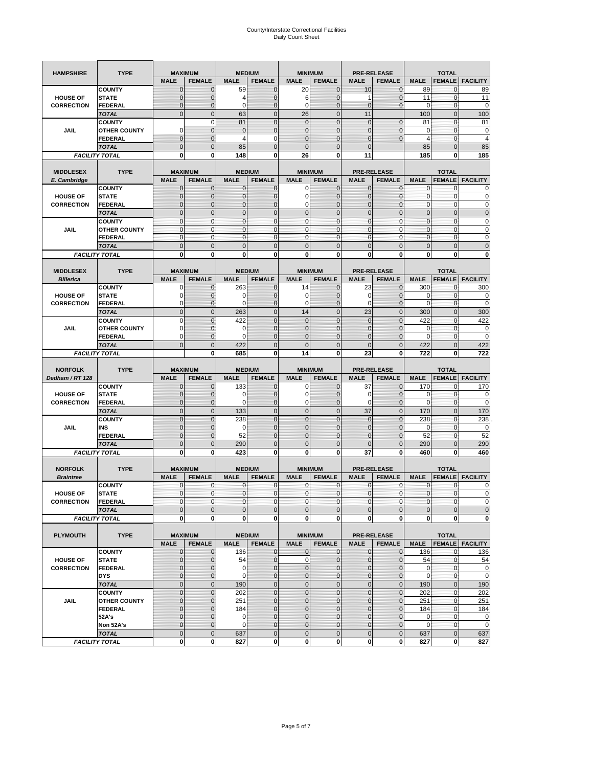# County/Interstate Correctional Facilities
## Daily Count Sheet

| HAMPSHIRE | TYPE | MAXIMUM | | MEDIUM | | MINIMUM | | PRE-RELEASE | | TOTAL | | |
|---|---|---|---|---|---|---|---|---|---|---|---|---|
| | | MALE | FEMALE | MALE | FEMALE | MALE | FEMALE | MALE | FEMALE | MALE | FEMALE | FACILITY |
| HOUSE OF CORRECTION | COUNTY | 0 | 0 | 59 | 0 | 20 | 0 | 10 | 0 | 89 | 0 | 89 |
| | STATE | 0 | 0 | 4 | 0 | 6 | 0 | 1 | 0 | 11 | 0 | 11 |
| | FEDERAL | 0 | 0 | 0 | 0 | 0 | 0 | 0 | 0 | 0 | 0 | 0 |
| | TOTAL | 0 | 0 | 63 | 0 | 26 | 0 | 11 | | 100 | 0 | 100 |
| JAIL | COUNTY | | 0 | 81 | 0 | 0 | 0 | 0 | 0 | 81 | 0 | 81 |
| | OTHER COUNTY | 0 | 0 | 0 | 0 | 0 | 0 | 0 | 0 | 0 | 0 | 0 |
| | FEDERAL | 0 | 0 | 4 | 0 | 0 | 0 | 0 | 0 | 4 | 0 | 4 |
| | TOTAL | 0 | 0 | 85 | 0 | 0 | 0 | 0 | | 85 | 0 | 85 |
| FACILITY TOTAL | | 0 | 0 | 148 | 0 | 26 | 0 | 11 | | 185 | 0 | 185 |

| MIDDLESEX E. Cambridge | TYPE | MAXIMUM | | MEDIUM | | MINIMUM | | PRE-RELEASE | | TOTAL | | |
|---|---|---|---|---|---|---|---|---|---|---|---|---|
| | | MALE | FEMALE | MALE | FEMALE | MALE | FEMALE | MALE | FEMALE | MALE | FEMALE | FACILITY |
| HOUSE OF CORRECTION | COUNTY | 0 | 0 | 0 | 0 | 0 | 0 | 0 | 0 | 0 | 0 | 0 |
| | STATE | 0 | 0 | 0 | 0 | 0 | 0 | 0 | 0 | 0 | 0 | 0 |
| | FEDERAL | 0 | 0 | 0 | 0 | 0 | 0 | 0 | 0 | 0 | 0 | 0 |
| | TOTAL | 0 | 0 | 0 | 0 | 0 | 0 | 0 | 0 | 0 | 0 | 0 |
| JAIL | COUNTY | 0 | 0 | 0 | 0 | 0 | 0 | 0 | 0 | 0 | 0 | 0 |
| | OTHER COUNTY | 0 | 0 | 0 | 0 | 0 | 0 | 0 | 0 | 0 | 0 | 0 |
| | FEDERAL | 0 | 0 | 0 | 0 | 0 | 0 | 0 | 0 | 0 | 0 | 0 |
| | TOTAL | 0 | 0 | 0 | 0 | 0 | 0 | 0 | 0 | 0 | 0 | 0 |
| FACILITY TOTAL | | 0 | 0 | 0 | 0 | 0 | 0 | 0 | 0 | 0 | 0 | 0 |

| MIDDLESEX Billerica | TYPE | MAXIMUM | | MEDIUM | | MINIMUM | | PRE-RELEASE | | TOTAL | | |
|---|---|---|---|---|---|---|---|---|---|---|---|---|
| | | MALE | FEMALE | MALE | FEMALE | MALE | FEMALE | MALE | FEMALE | MALE | FEMALE | FACILITY |
| HOUSE OF CORRECTION | COUNTY | 0 | 0 | 263 | 0 | 14 | 0 | 23 | 0 | 300 | 0 | 300 |
| | STATE | 0 | 0 | 0 | 0 | 0 | 0 | 0 | 0 | 0 | 0 | 0 |
| | FEDERAL | 0 | 0 | 0 | 0 | 0 | 0 | 0 | 0 | 0 | 0 | 0 |
| | TOTAL | 0 | 0 | 263 | 0 | 14 | 0 | 23 | 0 | 300 | 0 | 300 |
| JAIL | COUNTY | 0 | 0 | 422 | 0 | 0 | 0 | 0 | 0 | 422 | 0 | 422 |
| | OTHER COUNTY | 0 | 0 | 0 | 0 | 0 | 0 | 0 | 0 | 0 | 0 | 0 |
| | FEDERAL | 0 | 0 | 0 | 0 | 0 | 0 | 0 | 0 | 0 | 0 | 0 |
| | TOTAL | 0 | 0 | 422 | 0 | 0 | 0 | 0 | 0 | 422 | 0 | 422 |
| FACILITY TOTAL | | | 0 | 685 | 0 | 14 | 0 | 23 | 0 | 722 | 0 | 722 |

| NORFOLK Dedham / RT 128 | TYPE | MAXIMUM | | MEDIUM | | MINIMUM | | PRE-RELEASE | | TOTAL | | |
|---|---|---|---|---|---|---|---|---|---|---|---|---|
| | | MALE | FEMALE | MALE | FEMALE | MALE | FEMALE | MALE | FEMALE | MALE | FEMALE | FACILITY |
| HOUSE OF CORRECTION | COUNTY | 0 | 0 | 133 | 0 | 0 | 0 | 37 | 0 | 170 | 0 | 170 |
| | STATE | 0 | 0 | 0 | 0 | 0 | 0 | 0 | 0 | 0 | 0 | 0 |
| | FEDERAL | 0 | 0 | 0 | 0 | 0 | 0 | 0 | 0 | 0 | 0 | 0 |
| | TOTAL | 0 | 0 | 133 | 0 | 0 | 0 | 37 | 0 | 170 | 0 | 170 |
| JAIL | COUNTY | 0 | 0 | 238 | 0 | 0 | 0 | 0 | 0 | 238 | 0 | 238 |
| | INS | 0 | 0 | 0 | 0 | 0 | 0 | 0 | 0 | 0 | 0 | 0 |
| | FEDERAL | 0 | 0 | 52 | 0 | 0 | 0 | 0 | 0 | 52 | 0 | 52 |
| | TOTAL | 0 | 0 | 290 | 0 | 0 | 0 | 0 | 0 | 290 | 0 | 290 |
| FACILITY TOTAL | | 0 | 0 | 423 | 0 | 0 | 0 | 37 | 0 | 460 | 0 | 460 |

| NORFOLK Braintree | TYPE | MAXIMUM | | MEDIUM | | MINIMUM | | PRE-RELEASE | | TOTAL | | |
|---|---|---|---|---|---|---|---|---|---|---|---|---|
| | | MALE | FEMALE | MALE | FEMALE | MALE | FEMALE | MALE | FEMALE | MALE | FEMALE | FACILITY |
| HOUSE OF CORRECTION | COUNTY | 0 | 0 | 0 | 0 | 0 | 0 | 0 | 0 | 0 | 0 | 0 |
| | STATE | 0 | 0 | 0 | 0 | 0 | 0 | 0 | 0 | 0 | 0 | 0 |
| | FEDERAL | 0 | 0 | 0 | 0 | 0 | 0 | 0 | 0 | 0 | 0 | 0 |
| | TOTAL | 0 | 0 | 0 | 0 | 0 | 0 | 0 | 0 | 0 | 0 | 0 |
| FACILITY TOTAL | | 0 | 0 | 0 | 0 | 0 | 0 | 0 | 0 | 0 | 0 | 0 |

| PLYMOUTH | TYPE | MAXIMUM | | MEDIUM | | MINIMUM | | PRE-RELEASE | | TOTAL | | |
|---|---|---|---|---|---|---|---|---|---|---|---|---|
| | | MALE | FEMALE | MALE | FEMALE | MALE | FEMALE | MALE | FEMALE | MALE | FEMALE | FACILITY |
| HOUSE OF CORRECTION | COUNTY | 0 | 0 | 136 | 0 | 0 | 0 | 0 | 0 | 136 | 0 | 136 |
| | STATE | 0 | 0 | 54 | 0 | 0 | 0 | 0 | 0 | 54 | 0 | 54 |
| | FEDERAL | 0 | 0 | 0 | 0 | 0 | 0 | 0 | 0 | 0 | 0 | 0 |
| | DYS | 0 | 0 | 0 | 0 | 0 | 0 | 0 | 0 | 0 | 0 | 0 |
| | TOTAL | 0 | 0 | 190 | 0 | 0 | 0 | 0 | 0 | 190 | 0 | 190 |
| JAIL | COUNTY | 0 | 0 | 202 | 0 | 0 | 0 | 0 | 0 | 202 | 0 | 202 |
| | OTHER COUNTY | 0 | 0 | 251 | 0 | 0 | 0 | 0 | 0 | 251 | 0 | 251 |
| | FEDERAL | 0 | 0 | 184 | 0 | 0 | 0 | 0 | 0 | 184 | 0 | 184 |
| | 52A's | 0 | 0 | 0 | 0 | 0 | 0 | 0 | 0 | 0 | 0 | 0 |
| | Non 52A's | 0 | 0 | 0 | 0 | 0 | 0 | 0 | 0 | 0 | 0 | 0 |
| | TOTAL | 0 | 0 | 637 | 0 | 0 | 0 | 0 | 0 | 637 | 0 | 637 |
| FACILITY TOTAL | | 0 | 0 | 827 | 0 | 0 | 0 | 0 | 0 | 827 | 0 | 827 |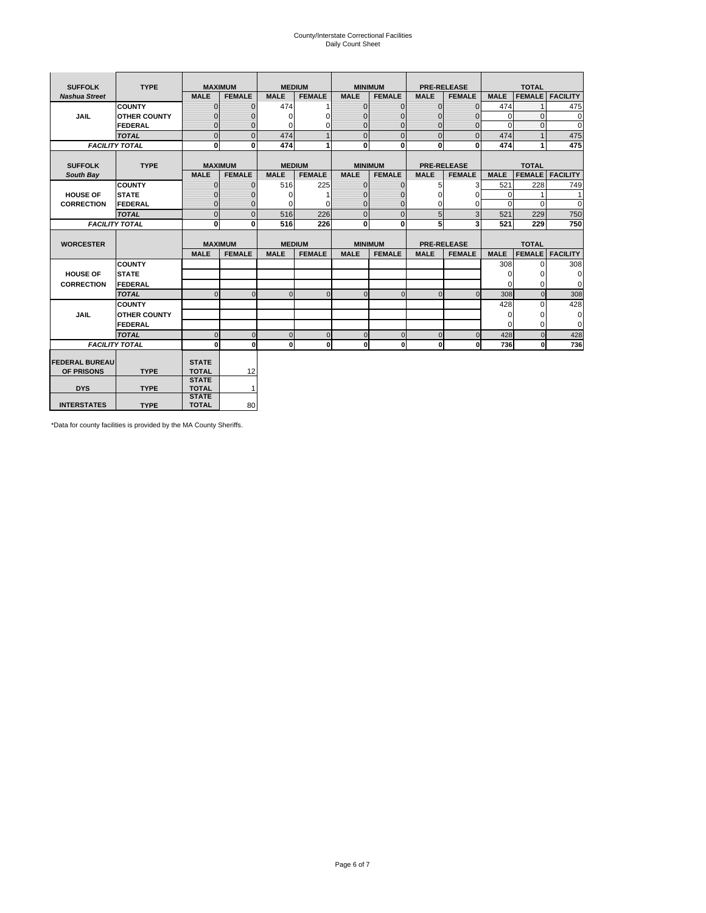County/Interstate Correctional Facilities
Daily Count Sheet

| SUFFOLK | TYPE | MAXIMUM | | MEDIUM | | MINIMUM | | PRE-RELEASE | | TOTAL | | |
|---|---|---|---|---|---|---|---|---|---|---|---|---|
| *Nashua Street* | | MALE | FEMALE | MALE | FEMALE | MALE | FEMALE | MALE | FEMALE | MALE | FEMALE | FACILITY |
| JAIL | COUNTY | 0 | 0 | 474 | 1 | 0 | 0 | 0 | 0 | 474 | 1 | 475 |
| | OTHER COUNTY | 0 | 0 | 0 | 0 | 0 | 0 | 0 | 0 | 0 | 0 | 0 |
| | FEDERAL | 0 | 0 | 0 | 0 | 0 | 0 | 0 | 0 | 0 | 0 | 0 |
| | *TOTAL* | 0 | 0 | 474 | 1 | 0 | 0 | 0 | 0 | 474 | 1 | 475 |
| *FACILITY TOTAL* | | **0** | **0** | **474** | **1** | **0** | **0** | **0** | **0** | **474** | **1** | **475** |

| SUFFOLK | TYPE | MAXIMUM | | MEDIUM | | MINIMUM | | PRE-RELEASE | | TOTAL | | |
|---|---|---|---|---|---|---|---|---|---|---|---|---|
| *South Bay* | | MALE | FEMALE | MALE | FEMALE | MALE | FEMALE | MALE | FEMALE | MALE | FEMALE | FACILITY |
| HOUSE OF CORRECTION | COUNTY | 0 | 0 | 516 | 225 | 0 | 0 | 5 | 3 | 521 | 228 | 749 |
| | STATE | 0 | 0 | 0 | 1 | 0 | 0 | 0 | 0 | 0 | 1 | 1 |
| | FEDERAL | 0 | 0 | 0 | 0 | 0 | 0 | 0 | 0 | 0 | 0 | 0 |
| | *TOTAL* | 0 | 0 | 516 | 226 | 0 | 0 | 5 | 3 | 521 | 229 | 750 |
| *FACILITY TOTAL* | | **0** | **0** | **516** | **226** | **0** | **0** | **5** | **3** | **521** | **229** | **750** |

| WORCESTER | | MAXIMUM | | MEDIUM | | MINIMUM | | PRE-RELEASE | | TOTAL | | |
|---|---|---|---|---|---|---|---|---|---|---|---|---|
| | | MALE | FEMALE | MALE | FEMALE | MALE | FEMALE | MALE | FEMALE | MALE | FEMALE | FACILITY |
| HOUSE OF CORRECTION | COUNTY | | | | | | | | | 308 | 0 | 308 |
| | STATE | | | | | | | | | 0 | 0 | 0 |
| | FEDERAL | | | | | | | | | 0 | 0 | 0 |
| | *TOTAL* | 0 | 0 | 0 | 0 | 0 | 0 | 0 | 0 | 308 | 0 | 308 |
| JAIL | COUNTY | | | | | | | | | 428 | 0 | 428 |
| | OTHER COUNTY | | | | | | | | | 0 | 0 | 0 |
| | FEDERAL | | | | | | | | | 0 | 0 | 0 |
| | *TOTAL* | 0 | 0 | 0 | 0 | 0 | 0 | 0 | 0 | 428 | 0 | 428 |
| *FACILITY TOTAL* | | **0** | **0** | **0** | **0** | **0** | **0** | **0** | **0** | **736** | **0** | **736** |

| | | | |
|---|---|---|---|
| FEDERAL BUREAU OF PRISONS | TYPE | STATE TOTAL | 12 |
| DYS | TYPE | STATE TOTAL | 1 |
| INTERSTATES | TYPE | STATE TOTAL | 80 |

*Data for county facilities is provided by the MA County Sheriffs.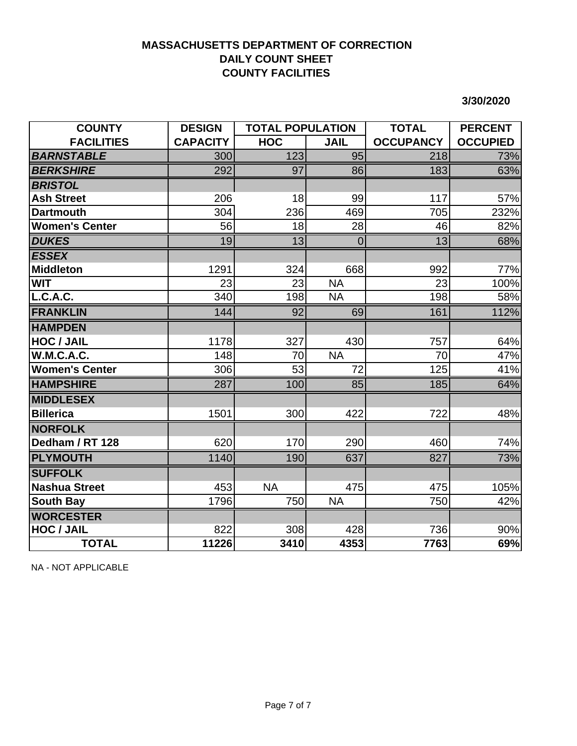# MASSACHUSETTS DEPARTMENT OF CORRECTION
# DAILY COUNT SHEET
# COUNTY FACILITIES

**3/30/2020**

| COUNTY FACILITIES | DESIGN CAPACITY | TOTAL POPULATION | | TOTAL OCCUPANCY | PERCENT OCCUPIED |
|---|---|---|---|---|---|
| | | HOC | JAIL | | |
| ***BARNSTABLE*** | 300 | 123 | 95 | 218 | 73% |
| ***BERKSHIRE*** | 292 | 97 | 86 | 183 | 63% |
| ***BRISTOL*** | | | | | |
| **Ash Street** | 206 | 18 | 99 | 117 | 57% |
| **Dartmouth** | 304 | 236 | 469 | 705 | 232% |
| **Women's Center** | 56 | 18 | 28 | 46 | 82% |
| ***DUKES*** | 19 | 13 | 0 | 13 | 68% |
| ***ESSEX*** | | | | | |
| **Middleton** | 1291 | 324 | 668 | 992 | 77% |
| **WIT** | 23 | 23 | NA | 23 | 100% |
| **L.C.A.C.** | 340 | 198 | NA | 198 | 58% |
| **FRANKLIN** | 144 | 92 | 69 | 161 | 112% |
| **HAMPDEN** | | | | | |
| **HOC / JAIL** | 1178 | 327 | 430 | 757 | 64% |
| **W.M.C.A.C.** | 148 | 70 | NA | 70 | 47% |
| **Women's Center** | 306 | 53 | 72 | 125 | 41% |
| **HAMPSHIRE** | 287 | 100 | 85 | 185 | 64% |
| **MIDDLESEX** | | | | | |
| **Billerica** | 1501 | 300 | 422 | 722 | 48% |
| **NORFOLK** | | | | | |
| **Dedham / RT 128** | 620 | 170 | 290 | 460 | 74% |
| **PLYMOUTH** | 1140 | 190 | 637 | 827 | 73% |
| **SUFFOLK** | | | | | |
| **Nashua Street** | 453 | NA | 475 | 475 | 105% |
| **South Bay** | 1796 | 750 | NA | 750 | 42% |
| **WORCESTER** | | | | | |
| **HOC / JAIL** | 822 | 308 | 428 | 736 | 90% |
| **TOTAL** | **11226** | **3410** | **4353** | **7763** | **69%** |

NA - NOT APPLICABLE